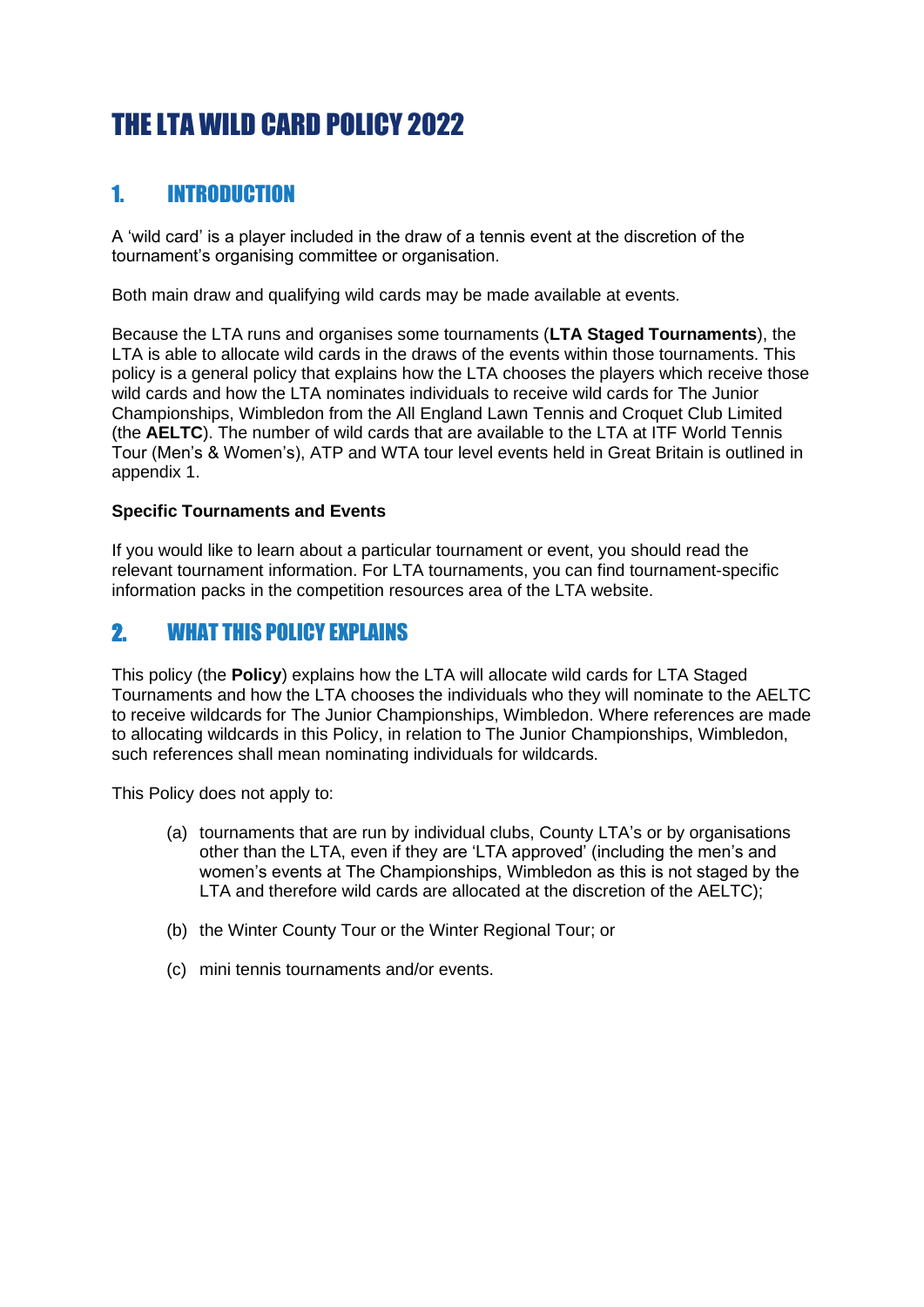# THE LTA WILD CARD POLICY 2022

## 1. INTRODUCTION

A 'wild card' is a player included in the draw of a tennis event at the discretion of the tournament's organising committee or organisation.

Both main draw and qualifying wild cards may be made available at events.

Because the LTA runs and organises some tournaments (**LTA Staged Tournaments**), the LTA is able to allocate wild cards in the draws of the events within those tournaments. This policy is a general policy that explains how the LTA chooses the players which receive those wild cards and how the LTA nominates individuals to receive wild cards for The Junior Championships, Wimbledon from the All England Lawn Tennis and Croquet Club Limited (the **AELTC**). The number of wild cards that are available to the LTA at ITF World Tennis Tour (Men's & Women's), ATP and WTA tour level events held in Great Britain is outlined in appendix 1.

**Specific Tournaments and Events**

If you would like to learn about a particular tournament or event, you should read the relevant tournament information. For LTA tournaments, you can find tournament-specific information packs in the competition resources area of the LTA website.

## 2. WHAT THIS POLICY EXPLAINS

This policy (the **Policy**) explains how the LTA will allocate wild cards for LTA Staged Tournaments and how the LTA chooses the individuals who they will nominate to the AELTC to receive wildcards for The Junior Championships, Wimbledon. Where references are made to allocating wildcards in this Policy, in relation to The Junior Championships, Wimbledon, such references shall mean nominating individuals for wildcards.

This Policy does not apply to:

(a) tournaments that are run by individual clubs, County LTA's or by organisations other than the LTA, even if they are 'LTA approved' (including the men's and women's events at The Championships, Wimbledon as this is not staged by the LTA and therefore wild cards are allocated at the discretion of the AELTC);

(b) the Winter County Tour or the Winter Regional Tour; or

(c) mini tennis tournaments and/or events.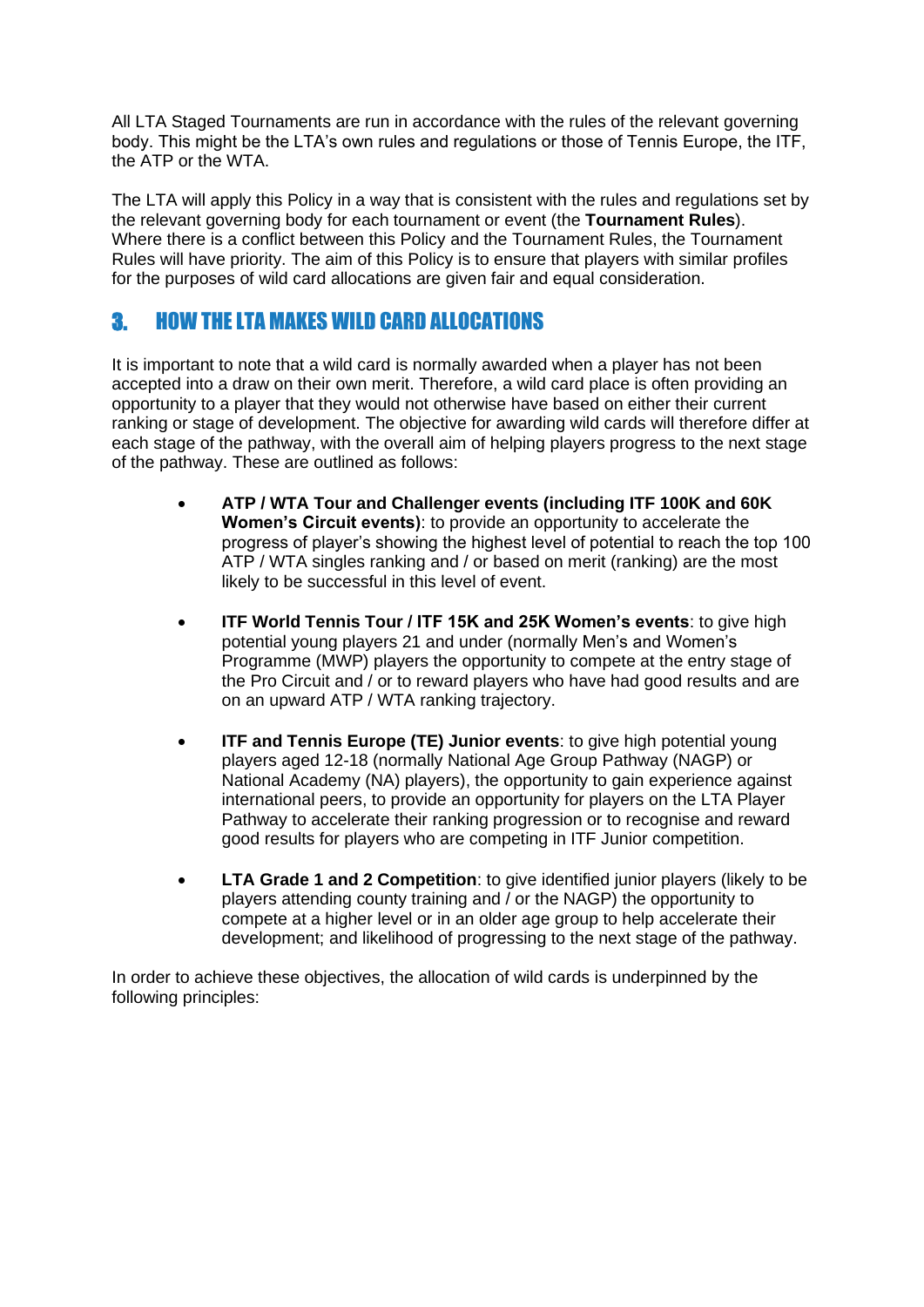All LTA Staged Tournaments are run in accordance with the rules of the relevant governing body. This might be the LTA's own rules and regulations or those of Tennis Europe, the ITF, the ATP or the WTA.

The LTA will apply this Policy in a way that is consistent with the rules and regulations set by the relevant governing body for each tournament or event (the **Tournament Rules**). Where there is a conflict between this Policy and the Tournament Rules, the Tournament Rules will have priority. The aim of this Policy is to ensure that players with similar profiles for the purposes of wild card allocations are given fair and equal consideration.

## 3. HOW THE LTA MAKES WILD CARD ALLOCATIONS

It is important to note that a wild card is normally awarded when a player has not been accepted into a draw on their own merit. Therefore, a wild card place is often providing an opportunity to a player that they would not otherwise have based on either their current ranking or stage of development. The objective for awarding wild cards will therefore differ at each stage of the pathway, with the overall aim of helping players progress to the next stage of the pathway. These are outlined as follows:

- **ATP / WTA Tour and Challenger events (including ITF 100K and 60K Women's Circuit events)**: to provide an opportunity to accelerate the progress of player's showing the highest level of potential to reach the top 100 ATP / WTA singles ranking and / or based on merit (ranking) are the most likely to be successful in this level of event.
- **ITF World Tennis Tour / ITF 15K and 25K Women's events**: to give high potential young players 21 and under (normally Men's and Women's Programme (MWP) players the opportunity to compete at the entry stage of the Pro Circuit and / or to reward players who have had good results and are on an upward ATP / WTA ranking trajectory.
- **ITF and Tennis Europe (TE) Junior events**: to give high potential young players aged 12-18 (normally National Age Group Pathway (NAGP) or National Academy (NA) players), the opportunity to gain experience against international peers, to provide an opportunity for players on the LTA Player Pathway to accelerate their ranking progression or to recognise and reward good results for players who are competing in ITF Junior competition.
- **LTA Grade 1 and 2 Competition**: to give identified junior players (likely to be players attending county training and / or the NAGP) the opportunity to compete at a higher level or in an older age group to help accelerate their development; and likelihood of progressing to the next stage of the pathway.

In order to achieve these objectives, the allocation of wild cards is underpinned by the following principles: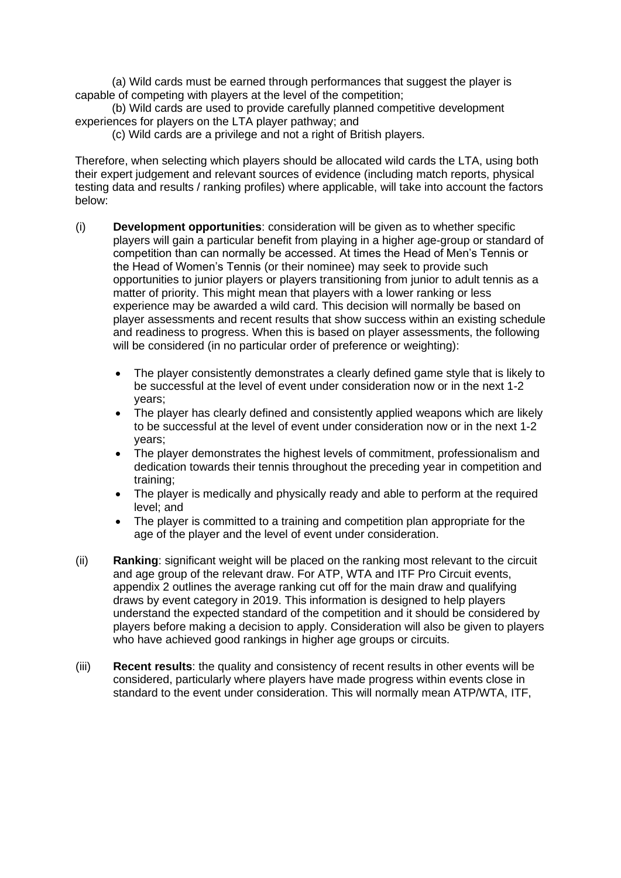(a) Wild cards must be earned through performances that suggest the player is capable of competing with players at the level of the competition;

(b) Wild cards are used to provide carefully planned competitive development experiences for players on the LTA player pathway; and

(c) Wild cards are a privilege and not a right of British players.

Therefore, when selecting which players should be allocated wild cards the LTA, using both their expert judgement and relevant sources of evidence (including match reports, physical testing data and results / ranking profiles) where applicable, will take into account the factors below:

(i) **Development opportunities**: consideration will be given as to whether specific players will gain a particular benefit from playing in a higher age-group or standard of competition than can normally be accessed. At times the Head of Men's Tennis or the Head of Women's Tennis (or their nominee) may seek to provide such opportunities to junior players or players transitioning from junior to adult tennis as a matter of priority. This might mean that players with a lower ranking or less experience may be awarded a wild card. This decision will normally be based on player assessments and recent results that show success within an existing schedule and readiness to progress. When this is based on player assessments, the following will be considered (in no particular order of preference or weighting):

- The player consistently demonstrates a clearly defined game style that is likely to be successful at the level of event under consideration now or in the next 1-2 years;
- The player has clearly defined and consistently applied weapons which are likely to be successful at the level of event under consideration now or in the next 1-2 years;
- The player demonstrates the highest levels of commitment, professionalism and dedication towards their tennis throughout the preceding year in competition and training;
- The player is medically and physically ready and able to perform at the required level; and
- The player is committed to a training and competition plan appropriate for the age of the player and the level of event under consideration.

(ii) **Ranking**: significant weight will be placed on the ranking most relevant to the circuit and age group of the relevant draw. For ATP, WTA and ITF Pro Circuit events, appendix 2 outlines the average ranking cut off for the main draw and qualifying draws by event category in 2019. This information is designed to help players understand the expected standard of the competition and it should be considered by players before making a decision to apply. Consideration will also be given to players who have achieved good rankings in higher age groups or circuits.

(iii) **Recent results**: the quality and consistency of recent results in other events will be considered, particularly where players have made progress within events close in standard to the event under consideration. This will normally mean ATP/WTA, ITF,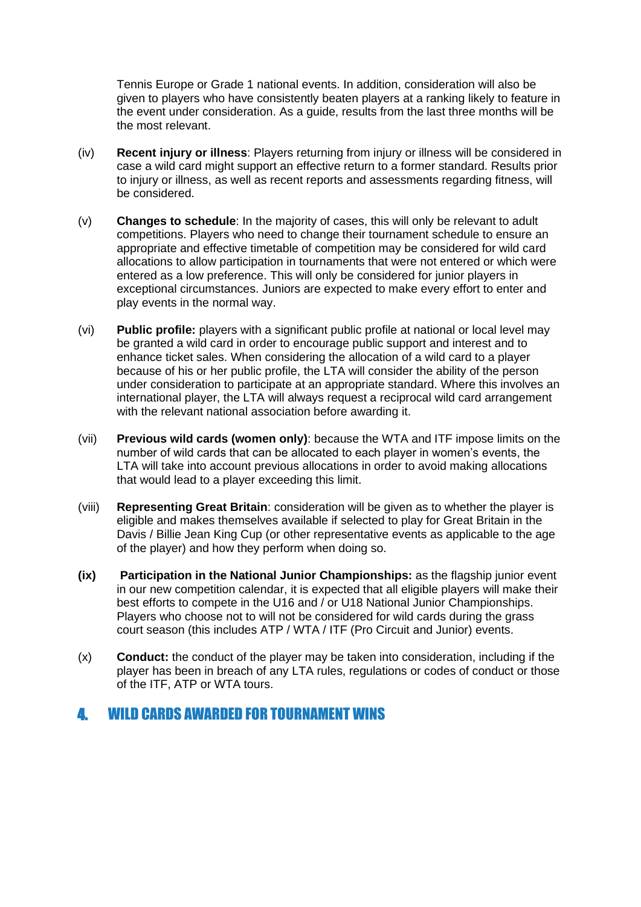Tennis Europe or Grade 1 national events. In addition, consideration will also be given to players who have consistently beaten players at a ranking likely to feature in the event under consideration. As a guide, results from the last three months will be the most relevant.

(iv) **Recent injury or illness**: Players returning from injury or illness will be considered in case a wild card might support an effective return to a former standard. Results prior to injury or illness, as well as recent reports and assessments regarding fitness, will be considered.

(v) **Changes to schedule**: In the majority of cases, this will only be relevant to adult competitions. Players who need to change their tournament schedule to ensure an appropriate and effective timetable of competition may be considered for wild card allocations to allow participation in tournaments that were not entered or which were entered as a low preference. This will only be considered for junior players in exceptional circumstances. Juniors are expected to make every effort to enter and play events in the normal way.

(vi) **Public profile:** players with a significant public profile at national or local level may be granted a wild card in order to encourage public support and interest and to enhance ticket sales. When considering the allocation of a wild card to a player because of his or her public profile, the LTA will consider the ability of the person under consideration to participate at an appropriate standard. Where this involves an international player, the LTA will always request a reciprocal wild card arrangement with the relevant national association before awarding it.

(vii) **Previous wild cards (women only)**: because the WTA and ITF impose limits on the number of wild cards that can be allocated to each player in women's events, the LTA will take into account previous allocations in order to avoid making allocations that would lead to a player exceeding this limit.

(viii) **Representing Great Britain**: consideration will be given as to whether the player is eligible and makes themselves available if selected to play for Great Britain in the Davis / Billie Jean King Cup (or other representative events as applicable to the age of the player) and how they perform when doing so.

**(ix)** **Participation in the National Junior Championships:** as the flagship junior event in our new competition calendar, it is expected that all eligible players will make their best efforts to compete in the U16 and / or U18 National Junior Championships. Players who choose not to will not be considered for wild cards during the grass court season (this includes ATP / WTA / ITF (Pro Circuit and Junior) events.

(x) **Conduct:** the conduct of the player may be taken into consideration, including if the player has been in breach of any LTA rules, regulations or codes of conduct or those of the ITF, ATP or WTA tours.

## 4. WILD CARDS AWARDED FOR TOURNAMENT WINS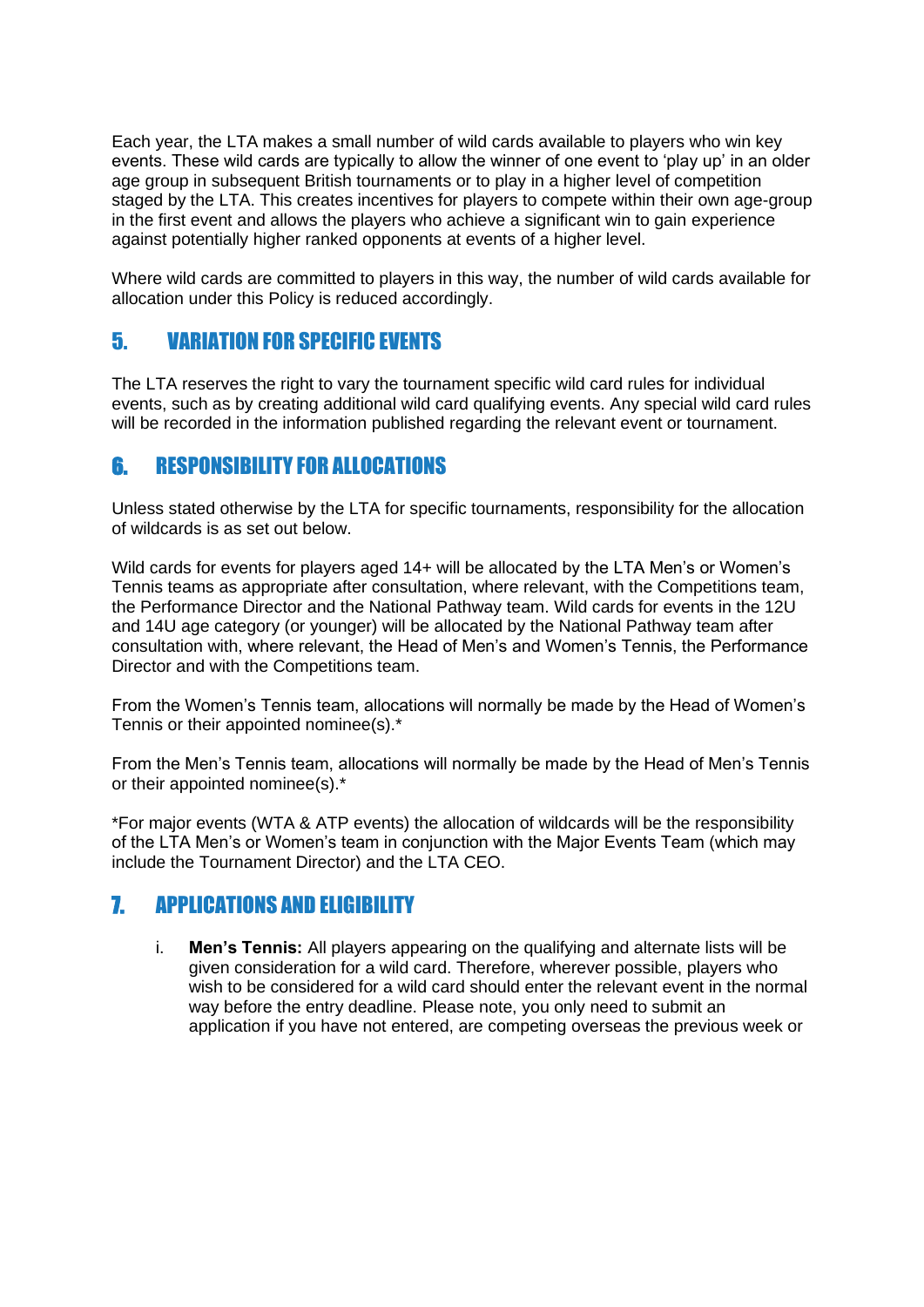Each year, the LTA makes a small number of wild cards available to players who win key events. These wild cards are typically to allow the winner of one event to 'play up' in an older age group in subsequent British tournaments or to play in a higher level of competition staged by the LTA. This creates incentives for players to compete within their own age-group in the first event and allows the players who achieve a significant win to gain experience against potentially higher ranked opponents at events of a higher level.

Where wild cards are committed to players in this way, the number of wild cards available for allocation under this Policy is reduced accordingly.

## 5. VARIATION FOR SPECIFIC EVENTS

The LTA reserves the right to vary the tournament specific wild card rules for individual events, such as by creating additional wild card qualifying events. Any special wild card rules will be recorded in the information published regarding the relevant event or tournament.

## 6. RESPONSIBILITY FOR ALLOCATIONS

Unless stated otherwise by the LTA for specific tournaments, responsibility for the allocation of wildcards is as set out below.

Wild cards for events for players aged 14+ will be allocated by the LTA Men's or Women's Tennis teams as appropriate after consultation, where relevant, with the Competitions team, the Performance Director and the National Pathway team. Wild cards for events in the 12U and 14U age category (or younger) will be allocated by the National Pathway team after consultation with, where relevant, the Head of Men's and Women's Tennis, the Performance Director and with the Competitions team.

From the Women's Tennis team, allocations will normally be made by the Head of Women's Tennis or their appointed nominee(s).*

From the Men's Tennis team, allocations will normally be made by the Head of Men's Tennis or their appointed nominee(s).*

*For major events (WTA & ATP events) the allocation of wildcards will be the responsibility of the LTA Men's or Women's team in conjunction with the Major Events Team (which may include the Tournament Director) and the LTA CEO.

## 7. APPLICATIONS AND ELIGIBILITY

i. **Men's Tennis:** All players appearing on the qualifying and alternate lists will be given consideration for a wild card. Therefore, wherever possible, players who wish to be considered for a wild card should enter the relevant event in the normal way before the entry deadline. Please note, you only need to submit an application if you have not entered, are competing overseas the previous week or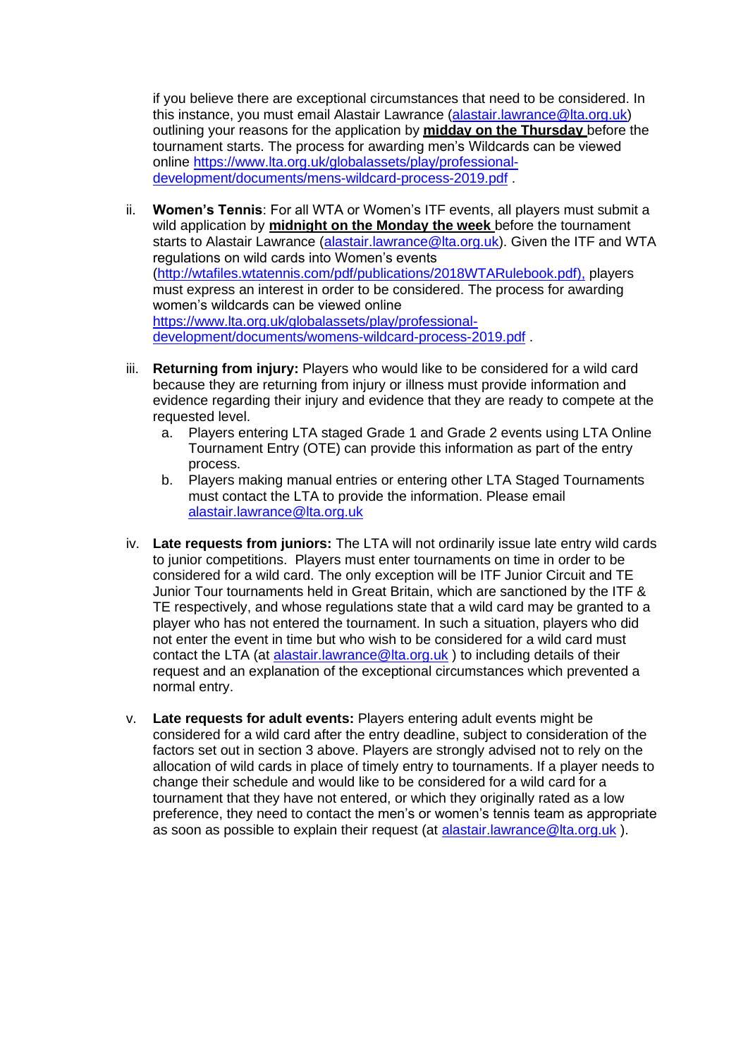if you believe there are exceptional circumstances that need to be considered. In this instance, you must email Alastair Lawrance (alastair.lawrance@lta.org.uk) outlining your reasons for the application by **midday on the Thursday** before the tournament starts. The process for awarding men's Wildcards can be viewed online https://www.lta.org.uk/globalassets/play/professional-development/documents/mens-wildcard-process-2019.pdf .

ii. **Women's Tennis**: For all WTA or Women's ITF events, all players must submit a wild application by **midnight on the Monday the week** before the tournament starts to Alastair Lawrance (alastair.lawrance@lta.org.uk). Given the ITF and WTA regulations on wild cards into Women's events (http://wtafiles.wtatennis.com/pdf/publications/2018WTARulebook.pdf), players must express an interest in order to be considered. The process for awarding women's wildcards can be viewed online https://www.lta.org.uk/globalassets/play/professional-development/documents/womens-wildcard-process-2019.pdf .

iii. **Returning from injury:** Players who would like to be considered for a wild card because they are returning from injury or illness must provide information and evidence regarding their injury and evidence that they are ready to compete at the requested level.
   a. Players entering LTA staged Grade 1 and Grade 2 events using LTA Online Tournament Entry (OTE) can provide this information as part of the entry process.
   b. Players making manual entries or entering other LTA Staged Tournaments must contact the LTA to provide the information. Please email alastair.lawrance@lta.org.uk

iv. **Late requests from juniors:** The LTA will not ordinarily issue late entry wild cards to junior competitions. Players must enter tournaments on time in order to be considered for a wild card. The only exception will be ITF Junior Circuit and TE Junior Tour tournaments held in Great Britain, which are sanctioned by the ITF & TE respectively, and whose regulations state that a wild card may be granted to a player who has not entered the tournament. In such a situation, players who did not enter the event in time but who wish to be considered for a wild card must contact the LTA (at alastair.lawrance@lta.org.uk ) to including details of their request and an explanation of the exceptional circumstances which prevented a normal entry.

v. **Late requests for adult events:** Players entering adult events might be considered for a wild card after the entry deadline, subject to consideration of the factors set out in section 3 above. Players are strongly advised not to rely on the allocation of wild cards in place of timely entry to tournaments. If a player needs to change their schedule and would like to be considered for a wild card for a tournament that they have not entered, or which they originally rated as a low preference, they need to contact the men's or women's tennis team as appropriate as soon as possible to explain their request (at alastair.lawrance@lta.org.uk ).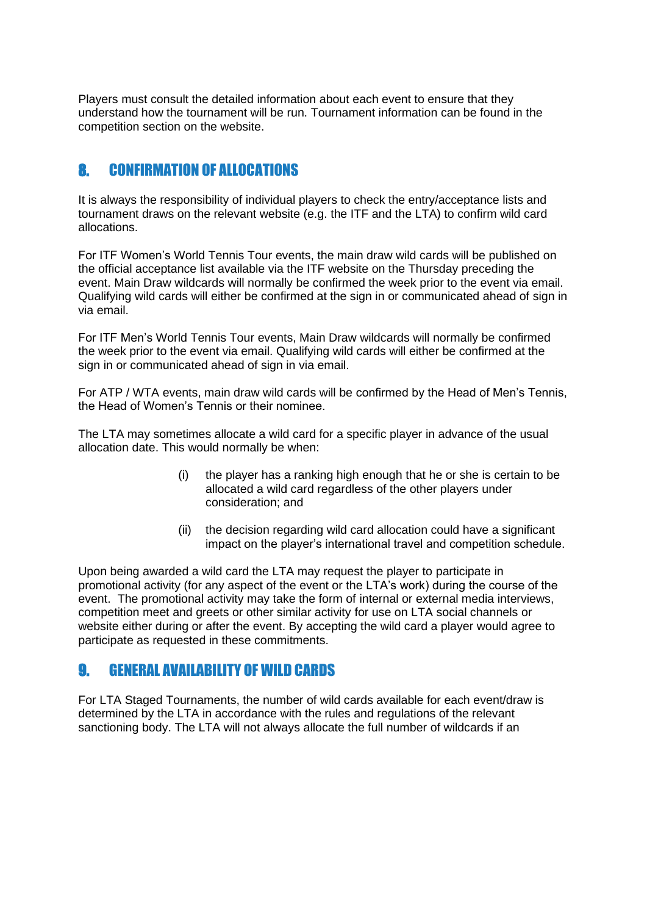Players must consult the detailed information about each event to ensure that they understand how the tournament will be run. Tournament information can be found in the competition section on the website.

## 8. CONFIRMATION OF ALLOCATIONS

It is always the responsibility of individual players to check the entry/acceptance lists and tournament draws on the relevant website (e.g. the ITF and the LTA) to confirm wild card allocations.

For ITF Women's World Tennis Tour events, the main draw wild cards will be published on the official acceptance list available via the ITF website on the Thursday preceding the event. Main Draw wildcards will normally be confirmed the week prior to the event via email. Qualifying wild cards will either be confirmed at the sign in or communicated ahead of sign in via email.

For ITF Men's World Tennis Tour events, Main Draw wildcards will normally be confirmed the week prior to the event via email. Qualifying wild cards will either be confirmed at the sign in or communicated ahead of sign in via email.

For ATP / WTA events, main draw wild cards will be confirmed by the Head of Men's Tennis, the Head of Women's Tennis or their nominee.

The LTA may sometimes allocate a wild card for a specific player in advance of the usual allocation date. This would normally be when:

(i) the player has a ranking high enough that he or she is certain to be allocated a wild card regardless of the other players under consideration; and

(ii) the decision regarding wild card allocation could have a significant impact on the player's international travel and competition schedule.

Upon being awarded a wild card the LTA may request the player to participate in promotional activity (for any aspect of the event or the LTA's work) during the course of the event. The promotional activity may take the form of internal or external media interviews, competition meet and greets or other similar activity for use on LTA social channels or website either during or after the event. By accepting the wild card a player would agree to participate as requested in these commitments.

## 9. GENERAL AVAILABILITY OF WILD CARDS

For LTA Staged Tournaments, the number of wild cards available for each event/draw is determined by the LTA in accordance with the rules and regulations of the relevant sanctioning body. The LTA will not always allocate the full number of wildcards if an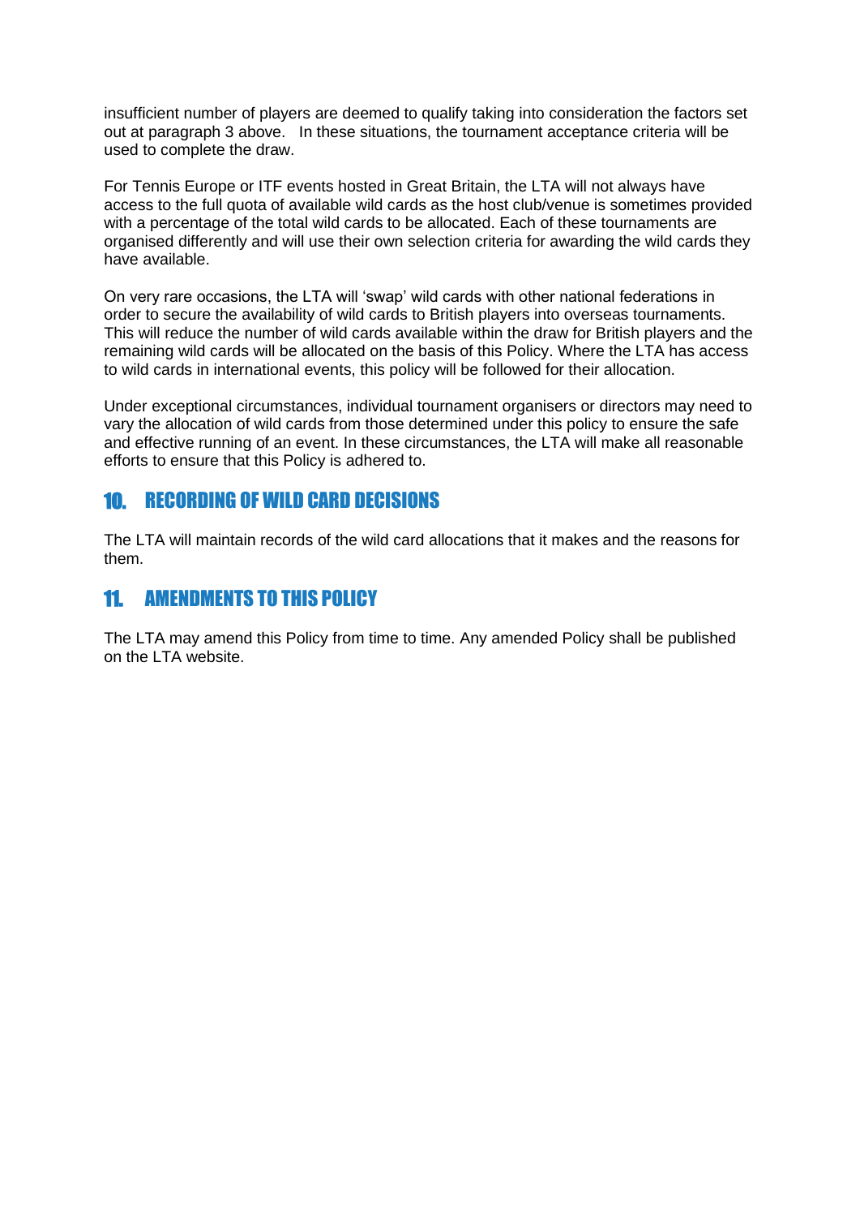insufficient number of players are deemed to qualify taking into consideration the factors set out at paragraph 3 above.   In these situations, the tournament acceptance criteria will be used to complete the draw.

For Tennis Europe or ITF events hosted in Great Britain, the LTA will not always have access to the full quota of available wild cards as the host club/venue is sometimes provided with a percentage of the total wild cards to be allocated. Each of these tournaments are organised differently and will use their own selection criteria for awarding the wild cards they have available.

On very rare occasions, the LTA will 'swap' wild cards with other national federations in order to secure the availability of wild cards to British players into overseas tournaments. This will reduce the number of wild cards available within the draw for British players and the remaining wild cards will be allocated on the basis of this Policy. Where the LTA has access to wild cards in international events, this policy will be followed for their allocation.

Under exceptional circumstances, individual tournament organisers or directors may need to vary the allocation of wild cards from those determined under this policy to ensure the safe and effective running of an event. In these circumstances, the LTA will make all reasonable efforts to ensure that this Policy is adhered to.

## 10. RECORDING OF WILD CARD DECISIONS

The LTA will maintain records of the wild card allocations that it makes and the reasons for them.

## 11. AMENDMENTS TO THIS POLICY

The LTA may amend this Policy from time to time. Any amended Policy shall be published on the LTA website.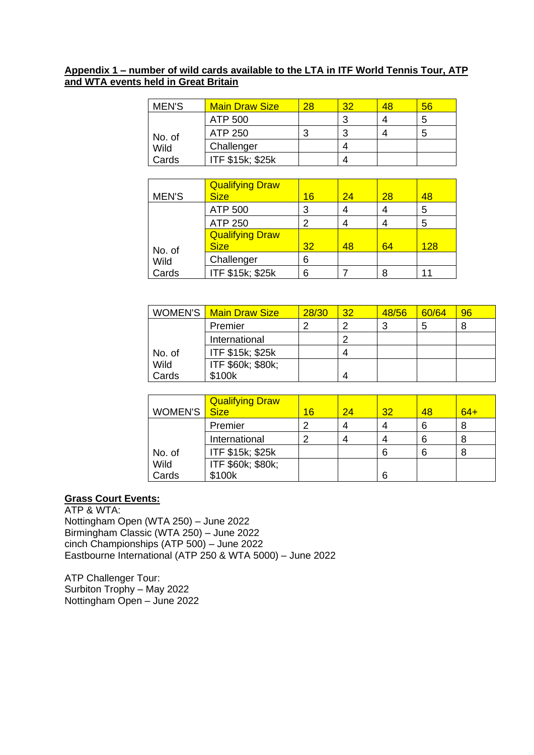**Appendix 1 – number of wild cards available to the LTA in ITF World Tennis Tour, ATP and WTA events held in Great Britain**

| MEN'S | Main Draw Size | 28 | 32 | 48 | 56 |
|---|---|---|---|---|---|
| No. of Wild Cards | ATP 500 | | 3 | 4 | 5 |
| | ATP 250 | 3 | 3 | 4 | 5 |
| | Challenger | | 4 | | |
| | ITF $15k; $25k | | 4 | | |

| MEN'S | Qualifying Draw Size | 16 | 24 | 28 | 48 |
|---|---|---|---|---|---|
| No. of Wild Cards | ATP 500 | 3 | 4 | 4 | 5 |
| | ATP 250 | 2 | 4 | 4 | 5 |
| | Qualifying Draw Size | 32 | 48 | 64 | 128 |
| | Challenger | 6 | | | |
| | ITF $15k; $25k | 6 | 7 | 8 | 11 |

| WOMEN'S | Main Draw Size | 28/30 | 32 | 48/56 | 60/64 | 96 |
|---|---|---|---|---|---|---|
| No. of Wild Cards | Premier | 2 | 2 | 3 | 5 | 8 |
| | International | | 2 | | | |
| | ITF $15k; $25k | | 4 | | | |
| | ITF $60k; $80k; $100k | | 4 | | | |

| WOMEN'S | Qualifying Draw Size | 16 | 24 | 32 | 48 | 64+ |
|---|---|---|---|---|---|---|
| No. of Wild Cards | Premier | 2 | 4 | 4 | 6 | 8 |
| | International | 2 | 4 | 4 | 6 | 8 |
| | ITF $15k; $25k | | | 6 | 6 | 8 |
| | ITF $60k; $80k; $100k | | | 6 | | |

**Grass Court Events:**

ATP & WTA:
Nottingham Open (WTA 250) – June 2022
Birmingham Classic (WTA 250) – June 2022
cinch Championships (ATP 500) – June 2022
Eastbourne International (ATP 250 & WTA 5000) – June 2022

ATP Challenger Tour:
Surbiton Trophy – May 2022
Nottingham Open – June 2022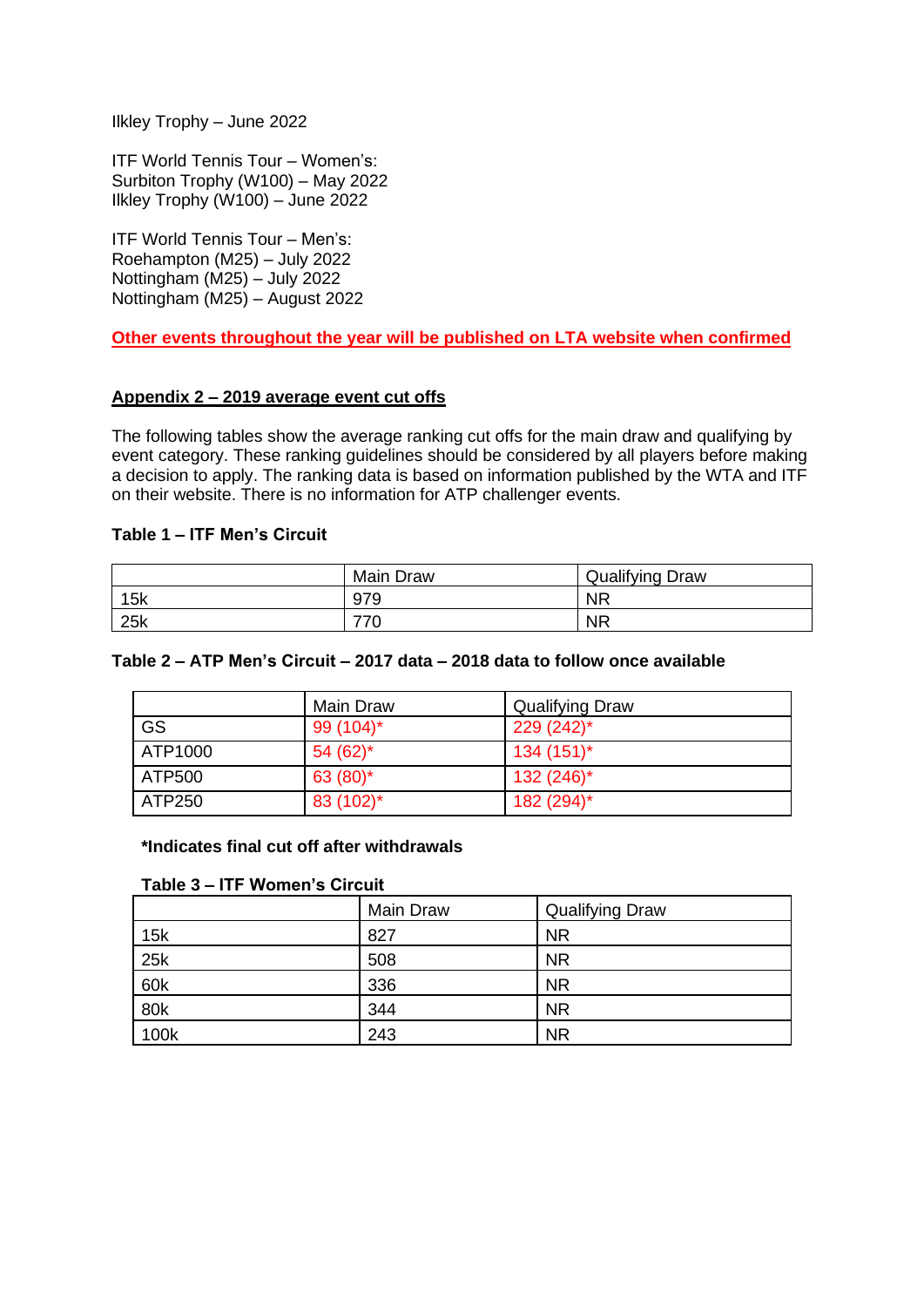Ilkley Trophy – June 2022

ITF World Tennis Tour – Women's:
Surbiton Trophy (W100) – May 2022
Ilkley Trophy (W100) – June 2022

ITF World Tennis Tour – Men's:
Roehampton (M25) – July 2022
Nottingham (M25) – July 2022
Nottingham (M25) – August 2022

**Other events throughout the year will be published on LTA website when confirmed**

## Appendix 2 – 2019 average event cut offs

The following tables show the average ranking cut offs for the main draw and qualifying by event category. These ranking guidelines should be considered by all players before making a decision to apply. The ranking data is based on information published by the WTA and ITF on their website. There is no information for ATP challenger events.

**Table 1 – ITF Men's Circuit**

| | Main Draw | Qualifying Draw |
|---|---|---|
| 15k | 979 | NR |
| 25k | 770 | NR |

**Table 2 – ATP Men's Circuit – 2017 data – 2018 data to follow once available**

| | Main Draw | Qualifying Draw |
|---|---|---|
| GS | 99 (104)* | 229 (242)* |
| ATP1000 | 54 (62)* | 134 (151)* |
| ATP500 | 63 (80)* | 132 (246)* |
| ATP250 | 83 (102)* | 182 (294)* |

**\*Indicates final cut off after withdrawals**

**Table 3 – ITF Women's Circuit**

| | Main Draw | Qualifying Draw |
|---|---|---|
| 15k | 827 | NR |
| 25k | 508 | NR |
| 60k | 336 | NR |
| 80k | 344 | NR |
| 100k | 243 | NR |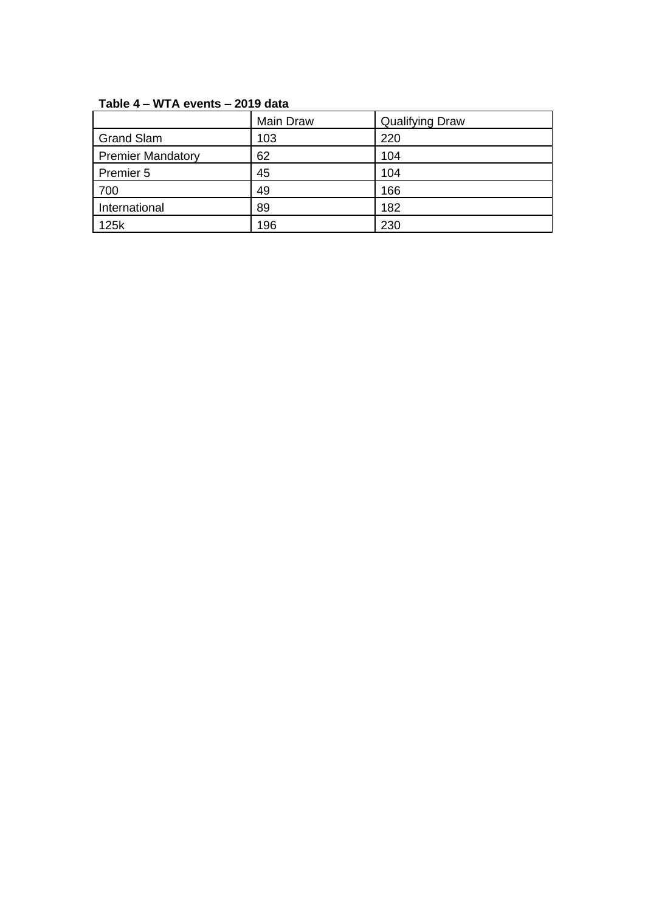**Table 4 – WTA events – 2019 data**

| | Main Draw | Qualifying Draw |
|---|---|---|
| Grand Slam | 103 | 220 |
| Premier Mandatory | 62 | 104 |
| Premier 5 | 45 | 104 |
| 700 | 49 | 166 |
| International | 89 | 182 |
| 125k | 196 | 230 |